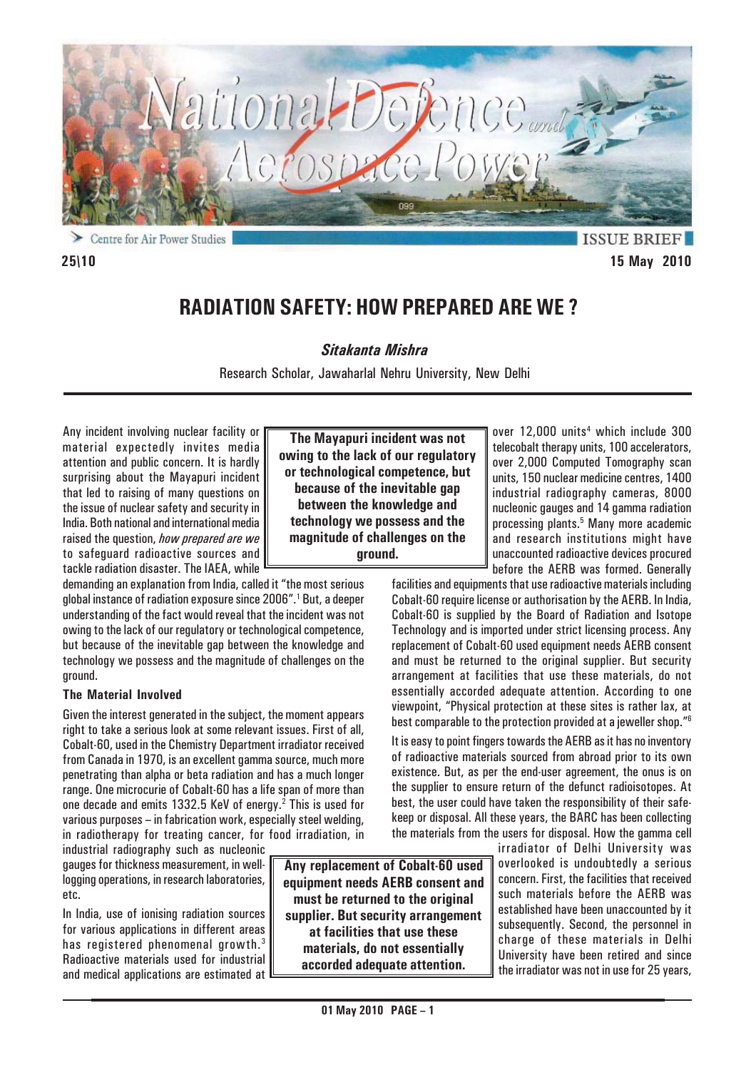25\10

15 May 2010

# RADIATION SAFETY: HOW PREPARED ARE WE ?

***Sitakanta Mishra***

Research Scholar, Jawaharlal Nehru University, New Delhi

Any incident involving nuclear facility or material expectedly invites media attention and public concern. It is hardly surprising about the Mayapuri incident that led to raising of many questions on the issue of nuclear safety and security in India. Both national and international media raised the question, *how prepared are we* to safeguard radioactive sources and tackle radiation disaster. The IAEA, while demanding an explanation from India, called it "the most serious global instance of radiation exposure since 2006".[1] But, a deeper understanding of the fact would reveal that the incident was not owing to the lack of our regulatory or technological competence, but because of the inevitable gap between the knowledge and technology we possess and the magnitude of challenges on the ground.

**The Mayapuri incident was not owing to the lack of our regulatory or technological competence, but because of the inevitable gap between the knowledge and technology we possess and the magnitude of challenges on the ground.**

### The Material Involved

Given the interest generated in the subject, the moment appears right to take a serious look at some relevant issues. First of all, Cobalt-60, used in the Chemistry Department irradiator received from Canada in 1970, is an excellent gamma source, much more penetrating than alpha or beta radiation and has a much longer range. One microcurie of Cobalt-60 has a life span of more than one decade and emits 1332.5 KeV of energy.[2] This is used for various purposes – in fabrication work, especially steel welding, in radiotherapy for treating cancer, for food irradiation, in industrial radiography such as nucleonic gauges for thickness measurement, in well-logging operations, in research laboratories, etc.

In India, use of ionising radiation sources for various applications in different areas has registered phenomenal growth.[3] Radioactive materials used for industrial and medical applications are estimated at over 12,000 units[4] which include 300 telecobalt therapy units, 100 accelerators, over 2,000 Computed Tomography scan units, 150 nuclear medicine centres, 1400 industrial radiography cameras, 8000 nucleonic gauges and 14 gamma radiation processing plants.[5] Many more academic and research institutions might have unaccounted radioactive devices procured before the AERB was formed. Generally facilities and equipments that use radioactive materials including Cobalt-60 require license or authorisation by the AERB. In India, Cobalt-60 is supplied by the Board of Radiation and Isotope Technology and is imported under strict licensing process. Any replacement of Cobalt-60 used equipment needs AERB consent and must be returned to the original supplier. But security arrangement at facilities that use these materials, do not essentially accorded adequate attention. According to one viewpoint, "Physical protection at these sites is rather lax, at best comparable to the protection provided at a jeweller shop."[6]

It is easy to point fingers towards the AERB as it has no inventory of radioactive materials sourced from abroad prior to its own existence. But, as per the end-user agreement, the onus is on the supplier to ensure return of the defunct radioisotopes. At best, the user could have taken the responsibility of their safe-keep or disposal. All these years, the BARC has been collecting the materials from the users for disposal. How the gamma cell irradiator of Delhi University was overlooked is undoubtedly a serious concern. First, the facilities that received such materials before the AERB was established have been unaccounted by it subsequently. Second, the personnel in charge of these materials in Delhi University have been retired and since the irradiator was not in use for 25 years,

**Any replacement of Cobalt-60 used equipment needs AERB consent and must be returned to the original supplier. But security arrangement at facilities that use these materials, do not essentially accorded adequate attention.**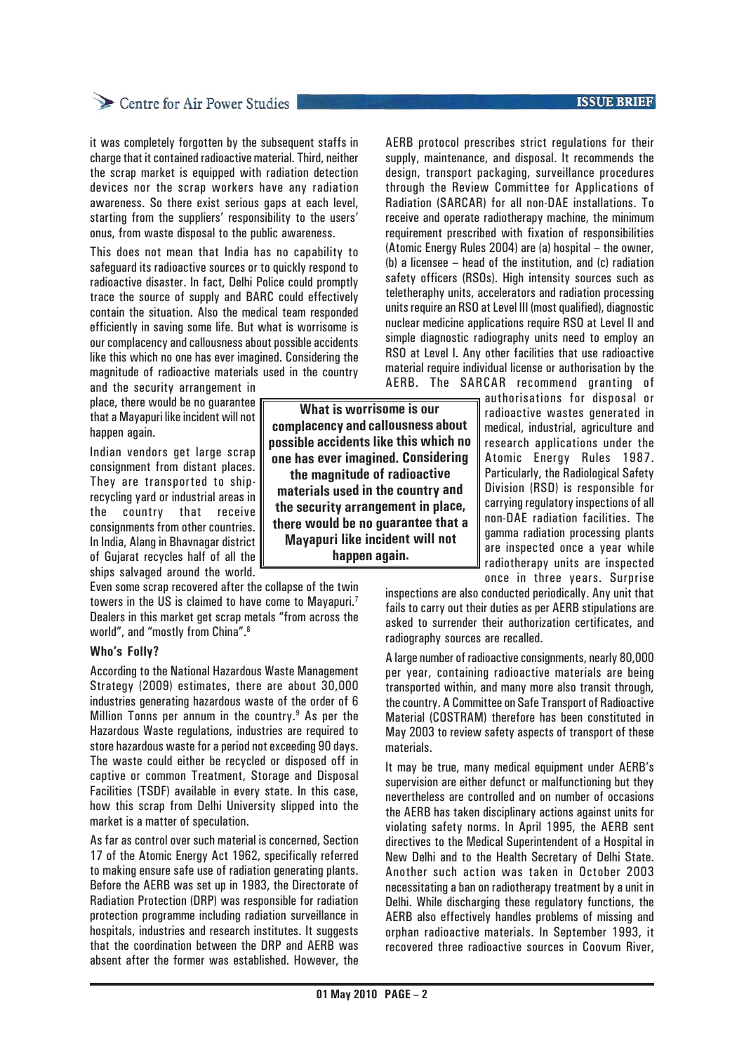it was completely forgotten by the subsequent staffs in charge that it contained radioactive material. Third, neither the scrap market is equipped with radiation detection devices nor the scrap workers have any radiation awareness. So there exist serious gaps at each level, starting from the suppliers' responsibility to the users' onus, from waste disposal to the public awareness.

This does not mean that India has no capability to safeguard its radioactive sources or to quickly respond to radioactive disaster. In fact, Delhi Police could promptly trace the source of supply and BARC could effectively contain the situation. Also the medical team responded efficiently in saving some life. But what is worrisome is our complacency and callousness about possible accidents like this which no one has ever imagined. Considering the magnitude of radioactive materials used in the country and the security arrangement in place, there would be no guarantee that a Mayapuri like incident will not happen again.

Indian vendors get large scrap consignment from distant places. They are transported to ship-recycling yard or industrial areas in the country that receive consignments from other countries. In India, Alang in Bhavnagar district of Gujarat recycles half of all the ships salvaged around the world. Even some scrap recovered after the collapse of the twin towers in the US is claimed to have come to Mayapuri.[7] Dealers in this market get scrap metals "from across the world", and "mostly from China".[8]

**What is worrisome is our complacency and callousness about possible accidents like this which no one has ever imagined. Considering the magnitude of radioactive materials used in the country and the security arrangement in place, there would be no guarantee that a Mayapuri like incident will not happen again.**

### Who's Folly?

According to the National Hazardous Waste Management Strategy (2009) estimates, there are about 30,000 industries generating hazardous waste of the order of 6 Million Tonns per annum in the country.[9] As per the Hazardous Waste regulations, industries are required to store hazardous waste for a period not exceeding 90 days. The waste could either be recycled or disposed off in captive or common Treatment, Storage and Disposal Facilities (TSDF) available in every state. In this case, how this scrap from Delhi University slipped into the market is a matter of speculation.

As far as control over such material is concerned, Section 17 of the Atomic Energy Act 1962, specifically referred to making ensure safe use of radiation generating plants. Before the AERB was set up in 1983, the Directorate of Radiation Protection (DRP) was responsible for radiation protection programme including radiation surveillance in hospitals, industries and research institutes. It suggests that the coordination between the DRP and AERB was absent after the former was established. However, the AERB protocol prescribes strict regulations for their supply, maintenance, and disposal. It recommends the design, transport packaging, surveillance procedures through the Review Committee for Applications of Radiation (SARCAR) for all non-DAE installations. To receive and operate radiotherapy machine, the minimum requirement prescribed with fixation of responsibilities (Atomic Energy Rules 2004) are (a) hospital – the owner, (b) a licensee – head of the institution, and (c) radiation safety officers (RSOs). High intensity sources such as teletheraphy units, accelerators and radiation processing units require an RSO at Level III (most qualified), diagnostic nuclear medicine applications require RSO at Level II and simple diagnostic radiography units need to employ an RSO at Level I. Any other facilities that use radioactive material require individual license or authorisation by the AERB. The SARCAR recommend granting of authorisations for disposal of radioactive wastes generated in medical, industrial, agriculture and research applications under the Atomic Energy Rules 1987. Particularly, the Radiological Safety Division (RSD) is responsible for carrying regulatory inspections of all non-DAE radiation facilities. The gamma radiation processing plants are inspected once a year while radiotherapy units are inspected once in three years. Surprise inspections are also conducted periodically. Any unit that fails to carry out their duties as per AERB stipulations are asked to surrender their authorization certificates, and radiography sources are recalled.

A large number of radioactive consignments, nearly 80,000 per year, containing radioactive materials are being transported within, and many more also transit through, the country. A Committee on Safe Transport of Radioactive Material (COSTRAM) therefore has been constituted in May 2003 to review safety aspects of transport of these materials.

It may be true, many medical equipment under AERB's supervision are either defunct or malfunctioning but they nevertheless are controlled and on number of occasions the AERB has taken disciplinary actions against units for violating safety norms. In April 1995, the AERB sent directives to the Medical Superintendent of a Hospital in New Delhi and to the Health Secretary of Delhi State. Another such action was taken in October 2003 necessitating a ban on radiotherapy treatment by a unit in Delhi. While discharging these regulatory functions, the AERB also effectively handles problems of missing and orphan radioactive materials. In September 1993, it recovered three radioactive sources in Coovum River,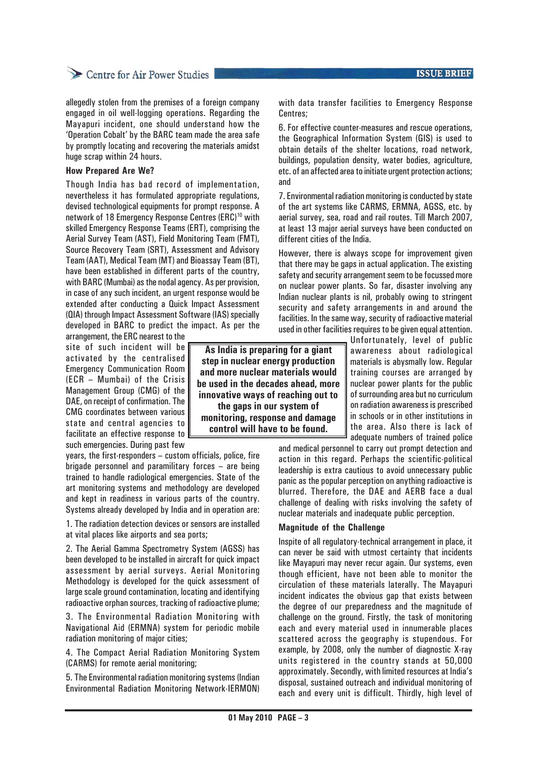allegedly stolen from the premises of a foreign company engaged in oil well-logging operations. Regarding the Mayapuri incident, one should understand how the 'Operation Cobalt' by the BARC team made the area safe by promptly locating and recovering the materials amidst huge scrap within 24 hours.

**How Prepared Are We?**

Though India has bad record of implementation, nevertheless it has formulated appropriate regulations, devised technological equipments for prompt response. A network of 18 Emergency Response Centres (ERC)[10] with skilled Emergency Response Teams (ERT), comprising the Aerial Survey Team (AST), Field Monitoring Team (FMT), Source Recovery Team (SRT), Assessment and Advisory Team (AAT), Medical Team (MT) and Bioassay Team (BT), have been established in different parts of the country, with BARC (Mumbai) as the nodal agency. As per provision, in case of any such incident, an urgent response would be extended after conducting a Quick Impact Assessment (QIA) through Impact Assessment Software (IAS) specially developed in BARC to predict the impact. As per the arrangement, the ERC nearest to the site of such incident will be activated by the centralised Emergency Communication Room (ECR – Mumbai) of the Crisis Management Group (CMG) of the DAE, on receipt of confirmation. The CMG coordinates between various state and central agencies to facilitate an effective response to such emergencies. During past few years, the first-responders – custom officials, police, fire brigade personnel and paramilitary forces – are being trained to handle radiological emergencies. State of the art monitoring systems and methodology are developed and kept in readiness in various parts of the country. Systems already developed by India and in operation are:

1. The radiation detection devices or sensors are installed at vital places like airports and sea ports;

2. The Aerial Gamma Spectrometry System (AGSS) has been developed to be installed in aircraft for quick impact assessment by aerial surveys. Aerial Monitoring Methodology is developed for the quick assessment of large scale ground contamination, locating and identifying radioactive orphan sources, tracking of radioactive plume;

3. The Environmental Radiation Monitoring with Navigational Aid (ERMNA) system for periodic mobile radiation monitoring of major cities;

4. The Compact Aerial Radiation Monitoring System (CARMS) for remote aerial monitoring;

5. The Environmental radiation monitoring systems (Indian Environmental Radiation Monitoring Network-IERMON) with data transfer facilities to Emergency Response Centres;

6. For effective counter-measures and rescue operations, the Geographical Information System (GIS) is used to obtain details of the shelter locations, road network, buildings, population density, water bodies, agriculture, etc. of an affected area to initiate urgent protection actions; and

7. Environmental radiation monitoring is conducted by state of the art systems like CARMS, ERMNA, AGSS, etc. by aerial survey, sea, road and rail routes. Till March 2007, at least 13 major aerial surveys have been conducted on different cities of the India.

However, there is always scope for improvement given that there may be gaps in actual application. The existing safety and security arrangement seem to be focussed more on nuclear power plants. So far, disaster involving any Indian nuclear plants is nil, probably owing to stringent security and safety arrangements in and around the facilities. In the same way, security of radioactive material used in other facilities requires to be given equal attention. Unfortunately, level of public awareness about radiological materials is abysmally low. Regular training courses are arranged by nuclear power plants for the public of surrounding area but no curriculum on radiation awareness is prescribed in schools or in other institutions in the area. Also there is lack of adequate numbers of trained police and medical personnel to carry out prompt detection and action in this regard. Perhaps the scientific-political leadership is extra cautious to avoid unnecessary public panic as the popular perception on anything radioactive is blurred. Therefore, the DAE and AERB face a dual challenge of dealing with risks involving the safety of nuclear materials and inadequate public perception.

**As India is preparing for a giant step in nuclear energy production and more nuclear materials would be used in the decades ahead, more innovative ways of reaching out to the gaps in our system of monitoring, response and damage control will have to be found.**

**Magnitude of the Challenge**

Inspite of all regulatory-technical arrangement in place, it can never be said with utmost certainty that incidents like Mayapuri may never recur again. Our systems, even though efficient, have not been able to monitor the circulation of these materials laterally. The Mayapuri incident indicates the obvious gap that exists between the degree of our preparedness and the magnitude of challenge on the ground. Firstly, the task of monitoring each and every material used in innumerable places scattered across the geography is stupendous. For example, by 2008, only the number of diagnostic X-ray units registered in the country stands at 50,000 approximately. Secondly, with limited resources at India's disposal, sustained outreach and individual monitoring of each and every unit is difficult. Thirdly, high level of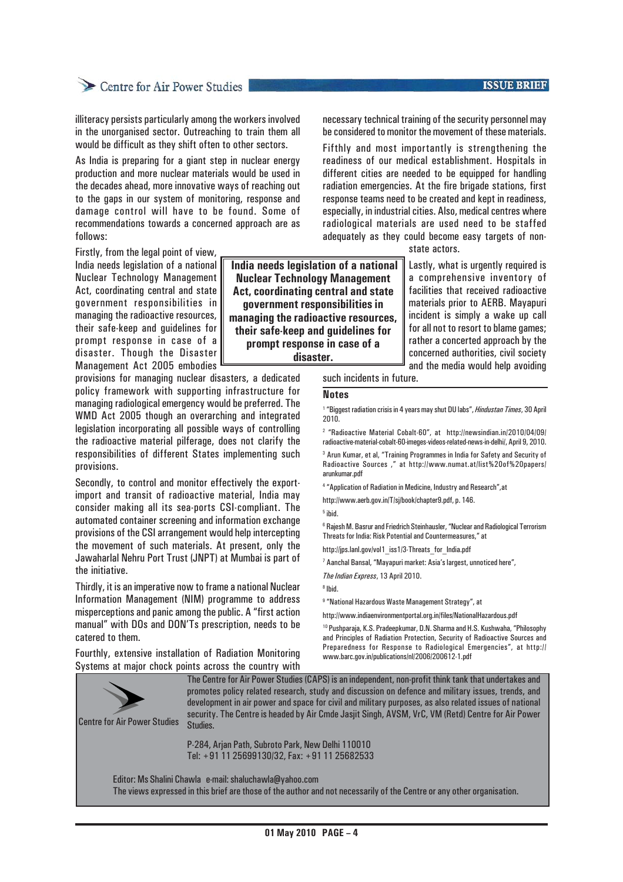illiteracy persists particularly among the workers involved in the unorganised sector. Outreaching to train them all would be difficult as they shift often to other sectors.

As India is preparing for a giant step in nuclear energy production and more nuclear materials would be used in the decades ahead, more innovative ways of reaching out to the gaps in our system of monitoring, response and damage control will have to be found. Some of recommendations towards a concerned approach are as follows:

Firstly, from the legal point of view, India needs legislation of a national Nuclear Technology Management Act, coordinating central and state government responsibilities in managing the radioactive resources, their safe-keep and guidelines for prompt response in case of a disaster. Though the Disaster Management Act 2005 embodies provisions for managing nuclear disasters, a dedicated policy framework with supporting infrastructure for managing radiological emergency would be preferred. The WMD Act 2005 though an overarching and integrated legislation incorporating all possible ways of controlling the radioactive material pilferage, does not clarify the responsibilities of different States implementing such provisions.

> **India needs legislation of a national Nuclear Technology Management Act, coordinating central and state government responsibilities in managing the radioactive resources, their safe-keep and guidelines for prompt response in case of a disaster.**

Secondly, to control and monitor effectively the export-import and transit of radioactive material, India may consider making all its sea-ports CSI-compliant. The automated container screening and information exchange provisions of the CSI arrangement would help intercepting the movement of such materials. At present, only the Jawaharlal Nehru Port Trust (JNPT) at Mumbai is part of the initiative.

Thirdly, it is an imperative now to frame a national Nuclear Information Management (NIM) programme to address misperceptions and panic among the public. A "first action manual" with DOs and DON'Ts prescription, needs to be catered to them.

Fourthly, extensive installation of Radiation Monitoring Systems at major chock points across the country with necessary technical training of the security personnel may be considered to monitor the movement of these materials.

Fifthly and most importantly is strengthening the readiness of our medical establishment. Hospitals in different cities are needed to be equipped for handling radiation emergencies. At the fire brigade stations, first response teams need to be created and kept in readiness, especially, in industrial cities. Also, medical centres where radiological materials are used need to be staffed adequately as they could become easy targets of non-state actors.

Lastly, what is urgently required is a comprehensive inventory of facilities that received radioactive materials prior to AERB. Mayapuri incident is simply a wake up call for all not to resort to blame games; rather a concerted approach by the concerned authorities, civil society and the media would help avoiding such incidents in future.

## Notes

[1] "Biggest radiation crisis in 4 years may shut DU labs", *Hindustan Times*, 30 April 2010.

[2] "Radioactive Material Cobalt-60", at http://newsindian.in/2010/04/09/radioactive-material-cobalt-60-imeges-videos-related-news-in-delhi/, April 9, 2010.

[3] Arun Kumar, et al, "Training Programmes in India for Safety and Security of Radioactive Sources ," at http://www.numat.at/list%20of%20papers/arunkumar.pdf

[4] "Application of Radiation in Medicine, Industry and Research",at

http://www.aerb.gov.in/T/sj/book/chapter9.pdf, p. 146.

[5] ibid.

[6] Rajesh M. Basrur and Friedrich Steinhausler, "Nuclear and Radiological Terrorism Threats for India: Risk Potential and Countermeasures," at

http://jps.lanl.gov/vol1_iss1/3-Threats_for_India.pdf

[7] Aanchal Bansal, "Mayapuri market: Asia's largest, unnoticed here",

*The Indian Express*, 13 April 2010.

[8] Ibid.

[9] "National Hazardous Waste Management Strategy", at

http://www.indiaenvironmentportal.org.in/files/NationalHazardous.pdf

[10] Pushparaja, K.S. Pradeepkumar, D.N. Sharma and H.S. Kushwaha, "Philosophy and Principles of Radiation Protection, Security of Radioactive Sources and Preparedness for Response to Radiological Emergencies", at http://www.barc.gov.in/publications/nl/2006/200612-1.pdf

---

Centre for Air Power Studies

The Centre for Air Power Studies (CAPS) is an independent, non-profit think tank that undertakes and promotes policy related research, study and discussion on defence and military issues, trends, and development in air power and space for civil and military purposes, as also related issues of national security. The Centre is headed by Air Cmde Jasjit Singh, AVSM, VrC, VM (Retd) Centre for Air Power Studies.

P-284, Arjan Path, Subroto Park, New Delhi 110010
Tel: +91 11 25699130/32, Fax: +91 11 25682533

Editor: Ms Shalini Chawla e-mail: shaluchawla@yahoo.com
The views expressed in this brief are those of the author and not necessarily of the Centre or any other organisation.